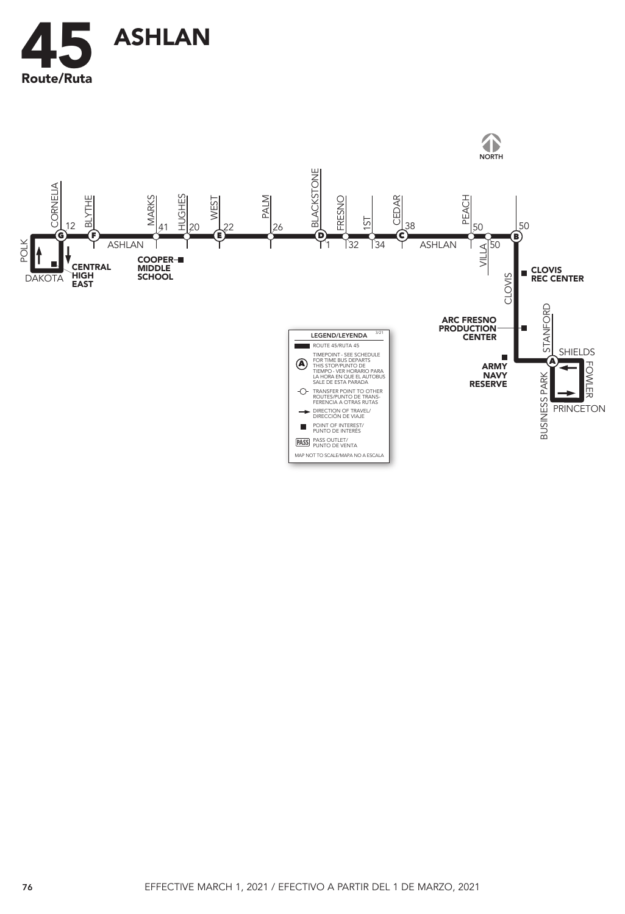# 45 ASHLAN

Route/Ruta

NORTH

CORNELIA, BLYTHE, MARKS, HUGHES, WEST, PALM, BLACKSTONE, FRESNO, 1ST, CEDAR, PEACH, VILLA, CLOVIS, STANFORD, SHIELDS, FOWLER, PRINCETON, BUSINESS PARK, POLK, DAKOTA, ASHLAN

G 12 · F · 41 · 20 · E 22 · 26 · D 1 · 32 · 34 · C 38 · 50 · 50 · B 50 · A

CENTRAL HIGH EAST

COOPER MIDDLE SCHOOL

CLOVIS REC CENTER

ARC FRESNO PRODUCTION CENTER

ARMY NAVY RESERVE

LEGEND/LEYENDA 3/21

- ROUTE 45/RUTA 45
- (A) TIMEPOINT - SEE SCHEDULE FOR TIME BUS DEPARTS THIS STOP/PUNTO DE TIEMPO - VER HORARIO PARA LA HORA EN QUE EL AUTOBUS SALE DE ESTA PARADA
- TRANSFER POINT TO OTHER ROUTES/PUNTO DE TRANSFERENCIA A OTRAS RUTAS
- DIRECTION OF TRAVEL/ DIRECCIÓN DE VIAJE
- POINT OF INTEREST/ PUNTO DE INTERÉS
- PASS OUTLET/ PUNTO DE VENTA

MAP NOT TO SCALE/MAPA NO A ESCALA

EFFECTIVE MARCH 1, 2021 / EFECTIVO A PARTIR DEL 1 DE MARZO, 2021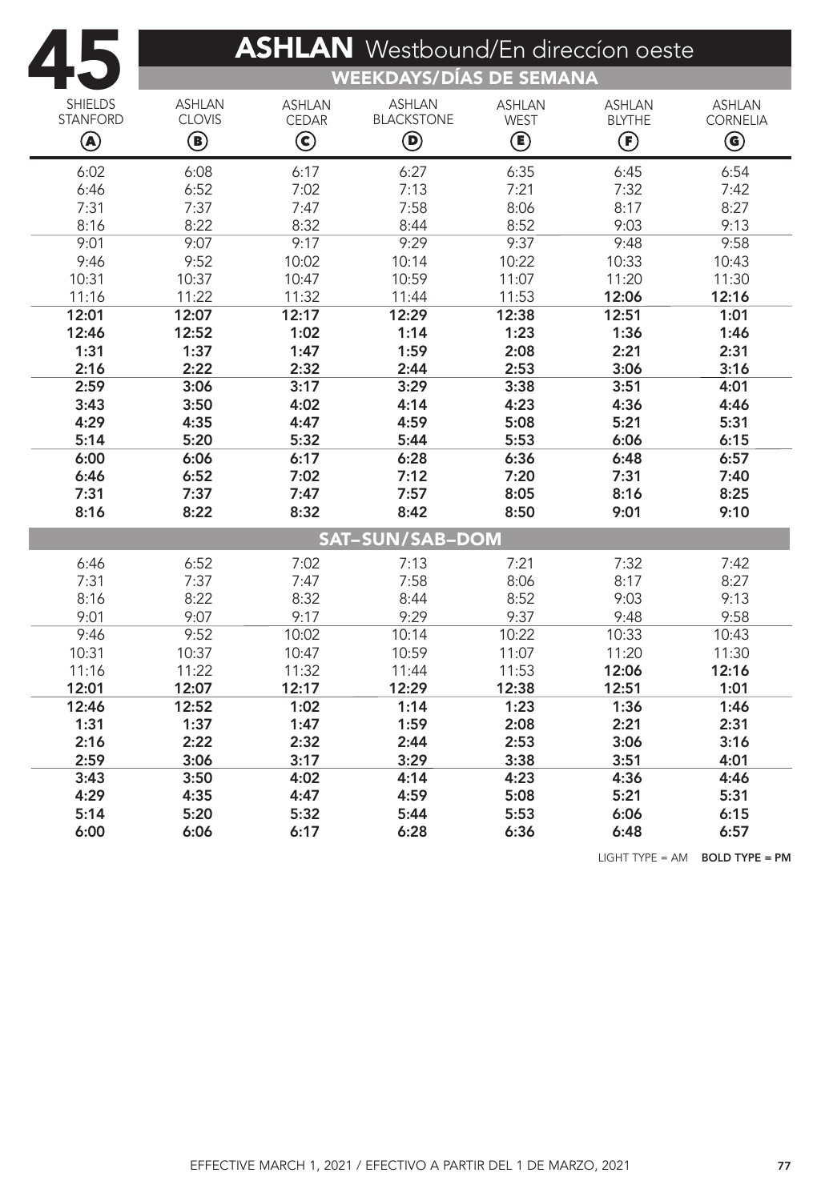# 45 ASHLAN Westbound/En direccíon oeste

## WEEKDAYS/DÍAS DE SEMANA

| SHIELDS STANFORD (A) | ASHLAN CLOVIS (B) | ASHLAN CEDAR (C) | ASHLAN BLACKSTONE (D) | ASHLAN WEST (E) | ASHLAN BLYTHE (F) | ASHLAN CORNELIA (G) |
|---|---|---|---|---|---|---|
| 6:02 | 6:08 | 6:17 | 6:27 | 6:35 | 6:45 | 6:54 |
| 6:46 | 6:52 | 7:02 | 7:13 | 7:21 | 7:32 | 7:42 |
| 7:31 | 7:37 | 7:47 | 7:58 | 8:06 | 8:17 | 8:27 |
| 8:16 | 8:22 | 8:32 | 8:44 | 8:52 | 9:03 | 9:13 |
| 9:01 | 9:07 | 9:17 | 9:29 | 9:37 | 9:48 | 9:58 |
| 9:46 | 9:52 | 10:02 | 10:14 | 10:22 | 10:33 | 10:43 |
| 10:31 | 10:37 | 10:47 | 10:59 | 11:07 | 11:20 | 11:30 |
| 11:16 | 11:22 | 11:32 | 11:44 | 11:53 | **12:06** | **12:16** |
| **12:01** | **12:07** | **12:17** | **12:29** | **12:38** | **12:51** | **1:01** |
| **12:46** | **12:52** | **1:02** | **1:14** | **1:23** | **1:36** | **1:46** |
| **1:31** | **1:37** | **1:47** | **1:59** | **2:08** | **2:21** | **2:31** |
| **2:16** | **2:22** | **2:32** | **2:44** | **2:53** | **3:06** | **3:16** |
| **2:59** | **3:06** | **3:17** | **3:29** | **3:38** | **3:51** | **4:01** |
| **3:43** | **3:50** | **4:02** | **4:14** | **4:23** | **4:36** | **4:46** |
| **4:29** | **4:35** | **4:47** | **4:59** | **5:08** | **5:21** | **5:31** |
| **5:14** | **5:20** | **5:32** | **5:44** | **5:53** | **6:06** | **6:15** |
| **6:00** | **6:06** | **6:17** | **6:28** | **6:36** | **6:48** | **6:57** |
| **6:46** | **6:52** | **7:02** | **7:12** | **7:20** | **7:31** | **7:40** |
| **7:31** | **7:37** | **7:47** | **7:57** | **8:05** | **8:16** | **8:25** |
| **8:16** | **8:22** | **8:32** | **8:42** | **8:50** | **9:01** | **9:10** |

## SAT–SUN/SAB–DOM

| SHIELDS STANFORD (A) | ASHLAN CLOVIS (B) | ASHLAN CEDAR (C) | ASHLAN BLACKSTONE (D) | ASHLAN WEST (E) | ASHLAN BLYTHE (F) | ASHLAN CORNELIA (G) |
|---|---|---|---|---|---|---|
| 6:46 | 6:52 | 7:02 | 7:13 | 7:21 | 7:32 | 7:42 |
| 7:31 | 7:37 | 7:47 | 7:58 | 8:06 | 8:17 | 8:27 |
| 8:16 | 8:22 | 8:32 | 8:44 | 8:52 | 9:03 | 9:13 |
| 9:01 | 9:07 | 9:17 | 9:29 | 9:37 | 9:48 | 9:58 |
| 9:46 | 9:52 | 10:02 | 10:14 | 10:22 | 10:33 | 10:43 |
| 10:31 | 10:37 | 10:47 | 10:59 | 11:07 | 11:20 | 11:30 |
| 11:16 | 11:22 | 11:32 | 11:44 | 11:53 | **12:06** | **12:16** |
| **12:01** | **12:07** | **12:17** | **12:29** | **12:38** | **12:51** | **1:01** |
| **12:46** | **12:52** | **1:02** | **1:14** | **1:23** | **1:36** | **1:46** |
| **1:31** | **1:37** | **1:47** | **1:59** | **2:08** | **2:21** | **2:31** |
| **2:16** | **2:22** | **2:32** | **2:44** | **2:53** | **3:06** | **3:16** |
| **2:59** | **3:06** | **3:17** | **3:29** | **3:38** | **3:51** | **4:01** |
| **3:43** | **3:50** | **4:02** | **4:14** | **4:23** | **4:36** | **4:46** |
| **4:29** | **4:35** | **4:47** | **4:59** | **5:08** | **5:21** | **5:31** |
| **5:14** | **5:20** | **5:32** | **5:44** | **5:53** | **6:06** | **6:15** |
| **6:00** | **6:06** | **6:17** | **6:28** | **6:36** | **6:48** | **6:57** |

LIGHT TYPE = AM **BOLD TYPE = PM**

EFFECTIVE MARCH 1, 2021 / EFECTIVO A PARTIR DEL 1 DE MARZO, 2021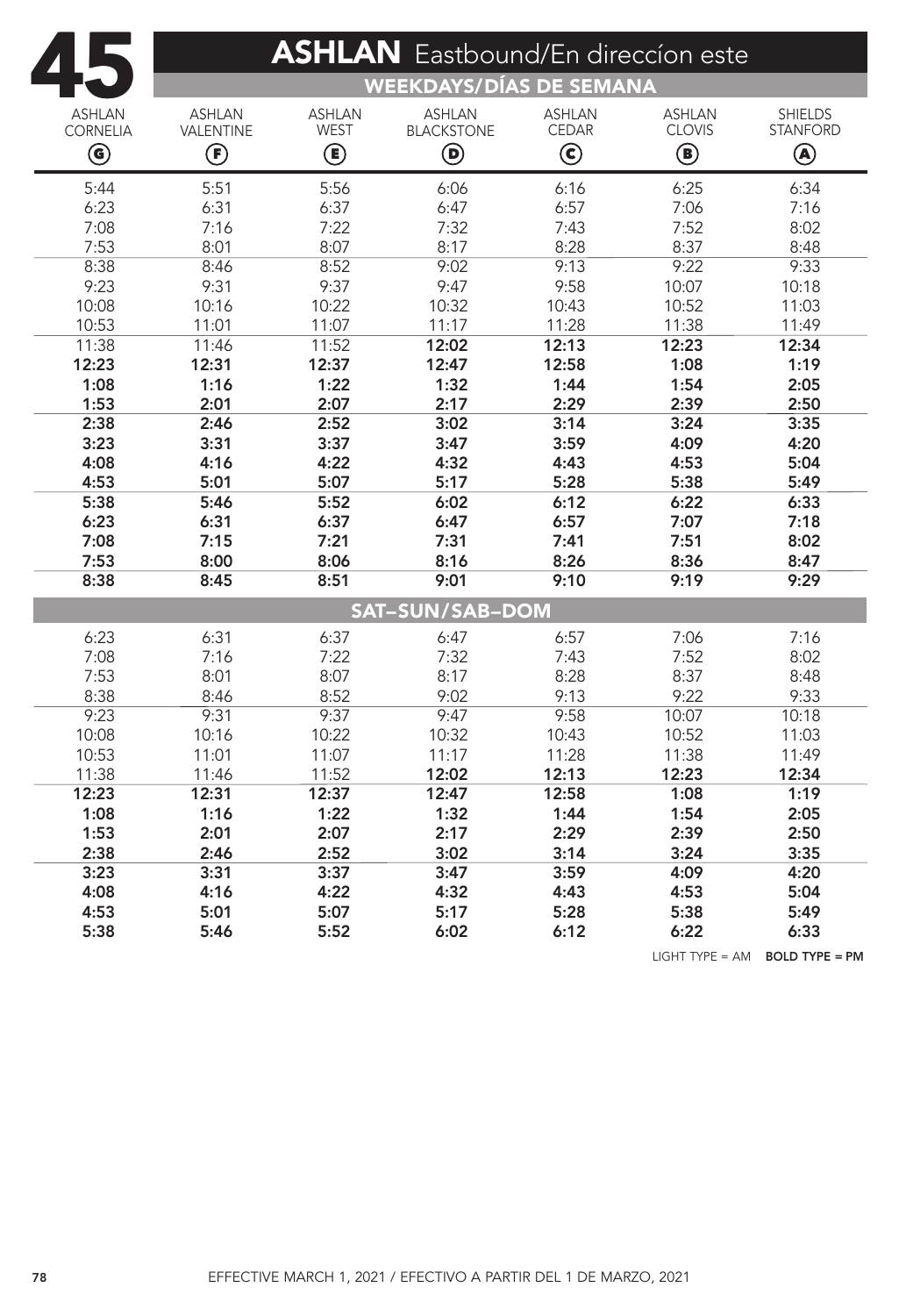# 45 ASHLAN Eastbound/En direccíon este

## WEEKDAYS/DÍAS DE SEMANA

| ASHLAN CORNELIA (G) | ASHLAN VALENTINE (F) | ASHLAN WEST (E) | ASHLAN BLACKSTONE (D) | ASHLAN CEDAR (C) | ASHLAN CLOVIS (B) | SHIELDS STANFORD (A) |
|---|---|---|---|---|---|---|
| 5:44 | 5:51 | 5:56 | 6:06 | 6:16 | 6:25 | 6:34 |
| 6:23 | 6:31 | 6:37 | 6:47 | 6:57 | 7:06 | 7:16 |
| 7:08 | 7:16 | 7:22 | 7:32 | 7:43 | 7:52 | 8:02 |
| 7:53 | 8:01 | 8:07 | 8:17 | 8:28 | 8:37 | 8:48 |
| 8:38 | 8:46 | 8:52 | 9:02 | 9:13 | 9:22 | 9:33 |
| 9:23 | 9:31 | 9:37 | 9:47 | 9:58 | 10:07 | 10:18 |
| 10:08 | 10:16 | 10:22 | 10:32 | 10:43 | 10:52 | 11:03 |
| 10:53 | 11:01 | 11:07 | 11:17 | 11:28 | 11:38 | 11:49 |
| 11:38 | 11:46 | 11:52 | **12:02** | **12:13** | **12:23** | **12:34** |
| **12:23** | **12:31** | **12:37** | **12:47** | **12:58** | **1:08** | **1:19** |
| **1:08** | **1:16** | **1:22** | **1:32** | **1:44** | **1:54** | **2:05** |
| **1:53** | **2:01** | **2:07** | **2:17** | **2:29** | **2:39** | **2:50** |
| **2:38** | **2:46** | **2:52** | **3:02** | **3:14** | **3:24** | **3:35** |
| **3:23** | **3:31** | **3:37** | **3:47** | **3:59** | **4:09** | **4:20** |
| **4:08** | **4:16** | **4:22** | **4:32** | **4:43** | **4:53** | **5:04** |
| **4:53** | **5:01** | **5:07** | **5:17** | **5:28** | **5:38** | **5:49** |
| **5:38** | **5:46** | **5:52** | **6:02** | **6:12** | **6:22** | **6:33** |
| **6:23** | **6:31** | **6:37** | **6:47** | **6:57** | **7:07** | **7:18** |
| **7:08** | **7:15** | **7:21** | **7:31** | **7:41** | **7:51** | **8:02** |
| **7:53** | **8:00** | **8:06** | **8:16** | **8:26** | **8:36** | **8:47** |
| **8:38** | **8:45** | **8:51** | **9:01** | **9:10** | **9:19** | **9:29** |

## SAT–SUN/SAB–DOM

| ASHLAN CORNELIA (G) | ASHLAN VALENTINE (F) | ASHLAN WEST (E) | ASHLAN BLACKSTONE (D) | ASHLAN CEDAR (C) | ASHLAN CLOVIS (B) | SHIELDS STANFORD (A) |
|---|---|---|---|---|---|---|
| 6:23 | 6:31 | 6:37 | 6:47 | 6:57 | 7:06 | 7:16 |
| 7:08 | 7:16 | 7:22 | 7:32 | 7:43 | 7:52 | 8:02 |
| 7:53 | 8:01 | 8:07 | 8:17 | 8:28 | 8:37 | 8:48 |
| 8:38 | 8:46 | 8:52 | 9:02 | 9:13 | 9:22 | 9:33 |
| 9:23 | 9:31 | 9:37 | 9:47 | 9:58 | 10:07 | 10:18 |
| 10:08 | 10:16 | 10:22 | 10:32 | 10:43 | 10:52 | 11:03 |
| 10:53 | 11:01 | 11:07 | 11:17 | 11:28 | 11:38 | 11:49 |
| 11:38 | 11:46 | 11:52 | **12:02** | **12:13** | **12:23** | **12:34** |
| **12:23** | **12:31** | **12:37** | **12:47** | **12:58** | **1:08** | **1:19** |
| **1:08** | **1:16** | **1:22** | **1:32** | **1:44** | **1:54** | **2:05** |
| **1:53** | **2:01** | **2:07** | **2:17** | **2:29** | **2:39** | **2:50** |
| **2:38** | **2:46** | **2:52** | **3:02** | **3:14** | **3:24** | **3:35** |
| **3:23** | **3:31** | **3:37** | **3:47** | **3:59** | **4:09** | **4:20** |
| **4:08** | **4:16** | **4:22** | **4:32** | **4:43** | **4:53** | **5:04** |
| **4:53** | **5:01** | **5:07** | **5:17** | **5:28** | **5:38** | **5:49** |
| **5:38** | **5:46** | **5:52** | **6:02** | **6:12** | **6:22** | **6:33** |

LIGHT TYPE = AM **BOLD TYPE = PM**

EFFECTIVE MARCH 1, 2021 / EFECTIVO A PARTIR DEL 1 DE MARZO, 2021